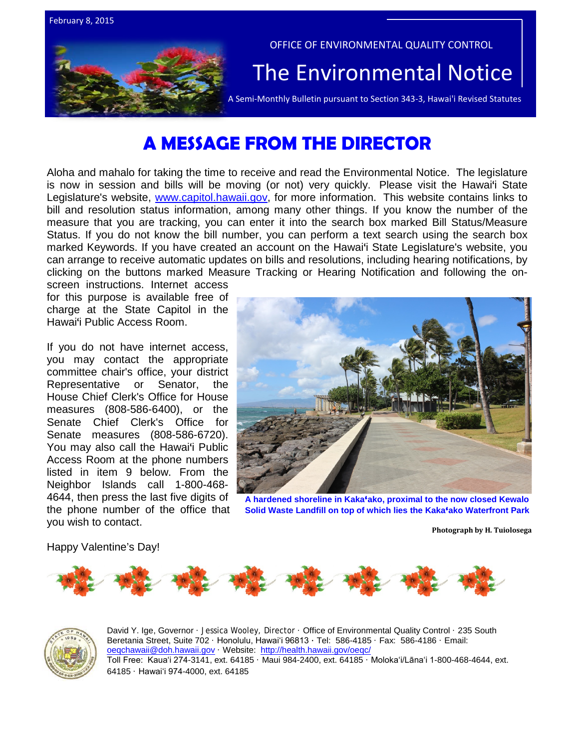February 8, 2015

OFFICE OF ENVIRONMENTAL QUALITY CONTROL

# The Environmental Notice

A Semi-Monthly Bulletin pursuant to Section 343-3, Hawaiʻi Revised Statutes

## A MESSAGE FROM THE DIRECTOR

Aloha and mahalo for taking the time to receive and read the Environmental Notice. The legislature is now in session and bills will be moving (or not) very quickly. Please visit the Hawaiʻi State Legislature's website, [www.capitol.hawaii.gov](http://www.capitol.hawaii.gov), for more information. This website contains links to bill and resolution status information, among many other things. If you know the number of the measure that you are tracking, you can enter it into the search box marked Bill Status/Measure Status. If you do not know the bill number, you can perform a text search using the search box marked Keywords. If you have created an account on the Hawaiʻi State Legislature's website, you can arrange to receive automatic updates on bills and resolutions, including hearing notifications, by clicking on the buttons marked Measure Tracking or Hearing Notification and following the on-screen instructions. Internet access for this purpose is available free of charge at the State Capitol in the Hawaiʻi Public Access Room.

If you do not have internet access, you may contact the appropriate committee chair's office, your district Representative or Senator, the House Chief Clerk's Office for House measures (808-586-6400), or the Senate Chief Clerk's Office for Senate measures (808-586-6720). You may also call the Hawaiʻi Public Access Room at the phone numbers listed in item 9 below. From the Neighbor Islands call 1-800-468-4644, then press the last five digits of the phone number of the office that you wish to contact.

**A hardened shoreline in Kakaʻako, proximal to the now closed Kewalo Solid Waste Landfill on top of which lies the Kakaʻako Waterfront Park**

**Photograph by H. Tuiolosega**

Happy Valentine's Day!

David Y. Ige, Governor · Jessica Wooley, Director · Office of Environmental Quality Control · 235 South Beretania Street, Suite 702 · Honolulu, Hawaiʻi 96813 · Tel: 586-4185 · Fax: 586-4186 · Email: [oeqchawaii@doh.hawaii.gov](mailto:oeqchawaii@doh.hawaii.gov) · Website: [http://health.hawaii.gov/oeqc/](http://health.hawaii.gov/oeqc/)
Toll Free: Kauaʻi 274-3141, ext. 64185 · Maui 984-2400, ext. 64185 · Molokaʻi/Lānaʻi 1-800-468-4644, ext. 64185 · Hawaiʻi 974-4000, ext. 64185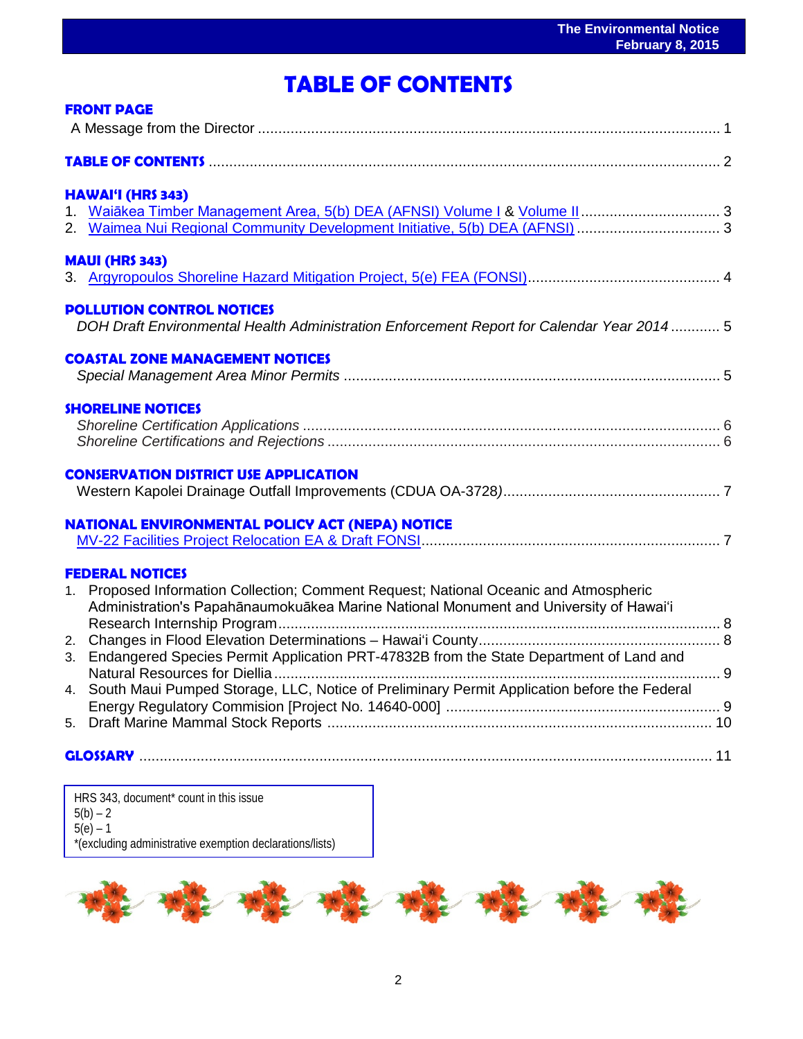# TABLE OF CONTENTS

## FRONT PAGE

A Message from the Director ........................................................................................................ 1

## TABLE OF CONTENTS ........................................................................................................ 2

## HAWAIʻI (HRS 343)

1. Waiākea Timber Management Area, 5(b) DEA (AFNSI) Volume I & Volume II .................................. 3
2. Waimea Nui Regional Community Development Initiative, 5(b) DEA (AFNSI) .................................. 3

## MAUI (HRS 343)

3. Argyropoulos Shoreline Hazard Mitigation Project, 5(e) FEA (FONSI)............................................... 4

## POLLUTION CONTROL NOTICES

*DOH Draft Environmental Health Administration Enforcement Report for Calendar Year 2014* ............ 5

## COASTAL ZONE MANAGEMENT NOTICES

*Special Management Area Minor Permits* .......................................................................................... 5

## SHORELINE NOTICES

*Shoreline Certification Applications* ..................................................................................................... 6
*Shoreline Certifications and Rejections* ............................................................................................... 6

## CONSERVATION DISTRICT USE APPLICATION

Western Kapolei Drainage Outfall Improvements (CDUA OA-3728*)*..................................................... 7

## NATIONAL ENVIRONMENTAL POLICY ACT (NEPA) NOTICE

MV-22 Facilities Project Relocation EA & Draft FONSI......................................................................... 7

## FEDERAL NOTICES

1. Proposed Information Collection; Comment Request; National Oceanic and Atmospheric Administration's Papahānaumokuākea Marine National Monument and University of Hawaiʻi Research Internship Program........................................................................................................... 8
2. Changes in Flood Elevation Determinations – Hawaiʻi County.......................................................... 8
3. Endangered Species Permit Application PRT-47832B from the State Department of Land and Natural Resources for Diellia ............................................................................................................ 9
4. South Maui Pumped Storage, LLC, Notice of Preliminary Permit Application before the Federal Energy Regulatory Commision [Project No. 14640-000] .................................................................. 9
5. Draft Marine Mammal Stock Reports ............................................................................................. 10

## GLOSSARY ........................................................................................................................ 11

HRS 343, document* count in this issue
5(b) – 2
5(e) – 1
*(excluding administrative exemption declarations/lists)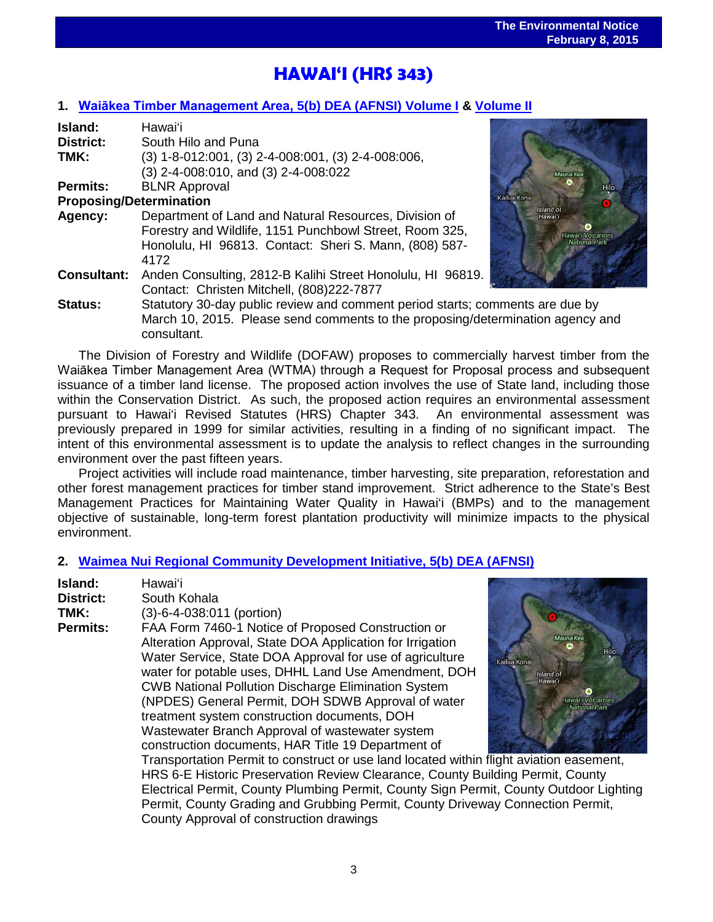# HAWAIʻI (HRS 343)

## 1. Waiākea Timber Management Area, 5(b) DEA (AFNSI) Volume I & Volume II

**Island:** Hawaiʻi
**District:** South Hilo and Puna
**TMK:** (3) 1-8-012:001, (3) 2-4-008:001, (3) 2-4-008:006, (3) 2-4-008:010, and (3) 2-4-008:022
**Permits:** BLNR Approval
**Proposing/Determination Agency:** Department of Land and Natural Resources, Division of Forestry and Wildlife, 1151 Punchbowl Street, Room 325, Honolulu, HI 96813. Contact: Sheri S. Mann, (808) 587-4172
**Consultant:** Anden Consulting, 2812-B Kalihi Street Honolulu, HI 96819. Contact: Christen Mitchell, (808)222-7877
**Status:** Statutory 30-day public review and comment period starts; comments are due by March 10, 2015. Please send comments to the proposing/determination agency and consultant.

The Division of Forestry and Wildlife (DOFAW) proposes to commercially harvest timber from the Waiākea Timber Management Area (WTMA) through a Request for Proposal process and subsequent issuance of a timber land license. The proposed action involves the use of State land, including those within the Conservation District. As such, the proposed action requires an environmental assessment pursuant to Hawaiʻi Revised Statutes (HRS) Chapter 343. An environmental assessment was previously prepared in 1999 for similar activities, resulting in a finding of no significant impact. The intent of this environmental assessment is to update the analysis to reflect changes in the surrounding environment over the past fifteen years.

Project activities will include road maintenance, timber harvesting, site preparation, reforestation and other forest management practices for timber stand improvement. Strict adherence to the State's Best Management Practices for Maintaining Water Quality in Hawaiʻi (BMPs) and to the management objective of sustainable, long-term forest plantation productivity will minimize impacts to the physical environment.

## 2. Waimea Nui Regional Community Development Initiative, 5(b) DEA (AFNSI)

**Island:** Hawaiʻi
**District:** South Kohala
**TMK:** (3)-6-4-038:011 (portion)
**Permits:** FAA Form 7460-1 Notice of Proposed Construction or Alteration Approval, State DOA Application for Irrigation Water Service, State DOA Approval for use of agriculture water for potable uses, DHHL Land Use Amendment, DOH CWB National Pollution Discharge Elimination System (NPDES) General Permit, DOH SDWB Approval of water treatment system construction documents, DOH Wastewater Branch Approval of wastewater system construction documents, HAR Title 19 Department of Transportation Permit to construct or use land located within flight aviation easement, HRS 6-E Historic Preservation Review Clearance, County Building Permit, County Electrical Permit, County Plumbing Permit, County Sign Permit, County Outdoor Lighting Permit, County Grading and Grubbing Permit, County Driveway Connection Permit, County Approval of construction drawings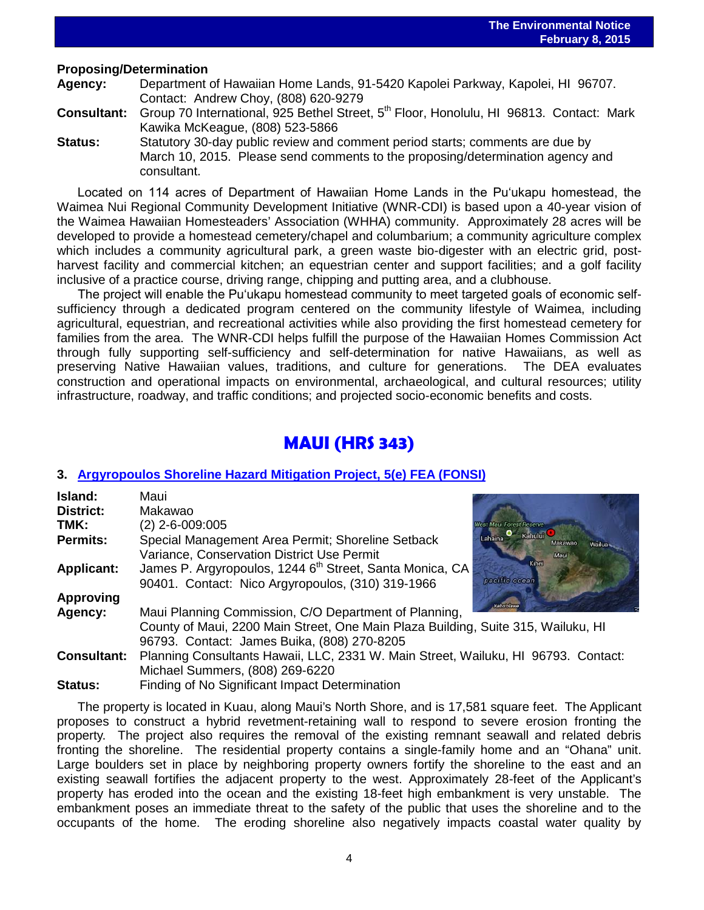**Proposing/Determination**

**Agency:** Department of Hawaiian Home Lands, 91-5420 Kapolei Parkway, Kapolei, HI 96707. Contact: Andrew Choy, (808) 620-9279

**Consultant:** Group 70 International, 925 Bethel Street, 5th Floor, Honolulu, HI 96813. Contact: Mark Kawika McKeague, (808) 523-5866

**Status:** Statutory 30-day public review and comment period starts; comments are due by March 10, 2015. Please send comments to the proposing/determination agency and consultant.

Located on 114 acres of Department of Hawaiian Home Lands in the Pu'ukapu homestead, the Waimea Nui Regional Community Development Initiative (WNR-CDI) is based upon a 40-year vision of the Waimea Hawaiian Homesteaders' Association (WHHA) community. Approximately 28 acres will be developed to provide a homestead cemetery/chapel and columbarium; a community agriculture complex which includes a community agricultural park, a green waste bio-digester with an electric grid, post-harvest facility and commercial kitchen; an equestrian center and support facilities; and a golf facility inclusive of a practice course, driving range, chipping and putting area, and a clubhouse.

The project will enable the Pu'ukapu homestead community to meet targeted goals of economic self-sufficiency through a dedicated program centered on the community lifestyle of Waimea, including agricultural, equestrian, and recreational activities while also providing the first homestead cemetery for families from the area. The WNR-CDI helps fulfill the purpose of the Hawaiian Homes Commission Act through fully supporting self-sufficiency and self-determination for native Hawaiians, as well as preserving Native Hawaiian values, traditions, and culture for generations. The DEA evaluates construction and operational impacts on environmental, archaeological, and cultural resources; utility infrastructure, roadway, and traffic conditions; and projected socio-economic benefits and costs.

## MAUI (HRS 343)

### 3. Argyropoulos Shoreline Hazard Mitigation Project, 5(e) FEA (FONSI)

**Island:** Maui

**District:** Makawao

**TMK:** (2) 2-6-009:005

**Permits:** Special Management Area Permit; Shoreline Setback Variance, Conservation District Use Permit

**Applicant:** James P. Argyropoulos, 1244 6th Street, Santa Monica, CA 90401. Contact: Nico Argyropoulos, (310) 319-1966

**Approving Agency:** Maui Planning Commission, C/O Department of Planning, County of Maui, 2200 Main Street, One Main Plaza Building, Suite 315, Wailuku, HI 96793. Contact: James Buika, (808) 270-8205

**Consultant:** Planning Consultants Hawaii, LLC, 2331 W. Main Street, Wailuku, HI 96793. Contact: Michael Summers, (808) 269-6220

**Status:** Finding of No Significant Impact Determination

The property is located in Kuau, along Maui's North Shore, and is 17,581 square feet. The Applicant proposes to construct a hybrid revetment-retaining wall to respond to severe erosion fronting the property. The project also requires the removal of the existing remnant seawall and related debris fronting the shoreline. The residential property contains a single-family home and an "Ohana" unit. Large boulders set in place by neighboring property owners fortify the shoreline to the east and an existing seawall fortifies the adjacent property to the west. Approximately 28-feet of the Applicant's property has eroded into the ocean and the existing 18-feet high embankment is very unstable. The embankment poses an immediate threat to the safety of the public that uses the shoreline and to the occupants of the home. The eroding shoreline also negatively impacts coastal water quality by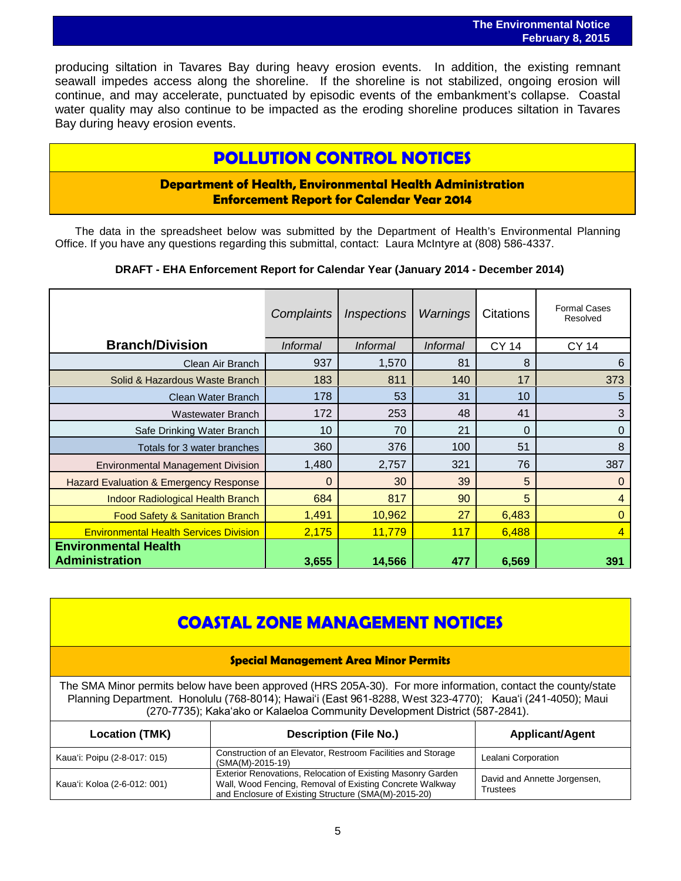producing siltation in Tavares Bay during heavy erosion events. In addition, the existing remnant seawall impedes access along the shoreline. If the shoreline is not stabilized, ongoing erosion will continue, and may accelerate, punctuated by episodic events of the embankment's collapse. Coastal water quality may also continue to be impacted as the eroding shoreline produces siltation in Tavares Bay during heavy erosion events.

# POLLUTION CONTROL NOTICES

## Department of Health, Environmental Health Administration Enforcement Report for Calendar Year 2014

The data in the spreadsheet below was submitted by the Department of Health's Environmental Planning Office. If you have any questions regarding this submittal, contact: Laura McIntyre at (808) 586-4337.

**DRAFT - EHA Enforcement Report for Calendar Year (January 2014 - December 2014)**

| Branch/Division | *Complaints* | *Inspections* | *Warnings* | Citations | Formal Cases Resolved |
|---|---|---|---|---|---|
| | *Informal* | *Informal* | *Informal* | CY 14 | CY 14 |
| Clean Air Branch | 937 | 1,570 | 81 | 8 | 6 |
| Solid & Hazardous Waste Branch | 183 | 811 | 140 | 17 | 373 |
| Clean Water Branch | 178 | 53 | 31 | 10 | 5 |
| Wastewater Branch | 172 | 253 | 48 | 41 | 3 |
| Safe Drinking Water Branch | 10 | 70 | 21 | 0 | 0 |
| Totals for 3 water branches | 360 | 376 | 100 | 51 | 8 |
| Environmental Management Division | 1,480 | 2,757 | 321 | 76 | 387 |
| Hazard Evaluation & Emergency Response | 0 | 30 | 39 | 5 | 0 |
| Indoor Radiological Health Branch | 684 | 817 | 90 | 5 | 4 |
| Food Safety & Sanitation Branch | 1,491 | 10,962 | 27 | 6,483 | 0 |
| Environmental Health Services Division | 2,175 | 11,779 | 117 | 6,488 | 4 |
| **Environmental Health Administration** | **3,655** | **14,566** | **477** | **6,569** | **391** |

# COASTAL ZONE MANAGEMENT NOTICES

## Special Management Area Minor Permits

The SMA Minor permits below have been approved (HRS 205A-30). For more information, contact the county/state Planning Department. Honolulu (768-8014); Hawai'i (East 961-8288, West 323-4770); Kaua'i (241-4050); Maui (270-7735); Kaka'ako or Kalaeloa Community Development District (587-2841).

| Location (TMK) | Description (File No.) | Applicant/Agent |
|---|---|---|
| Kaua'i: Poipu (2-8-017: 015) | Construction of an Elevator, Restroom Facilities and Storage (SMA(M)-2015-19) | Lealani Corporation |
| Kaua'i: Koloa (2-6-012: 001) | Exterior Renovations, Relocation of Existing Masonry Garden Wall, Wood Fencing, Removal of Existing Concrete Walkway and Enclosure of Existing Structure (SMA(M)-2015-20) | David and Annette Jorgensen, Trustees |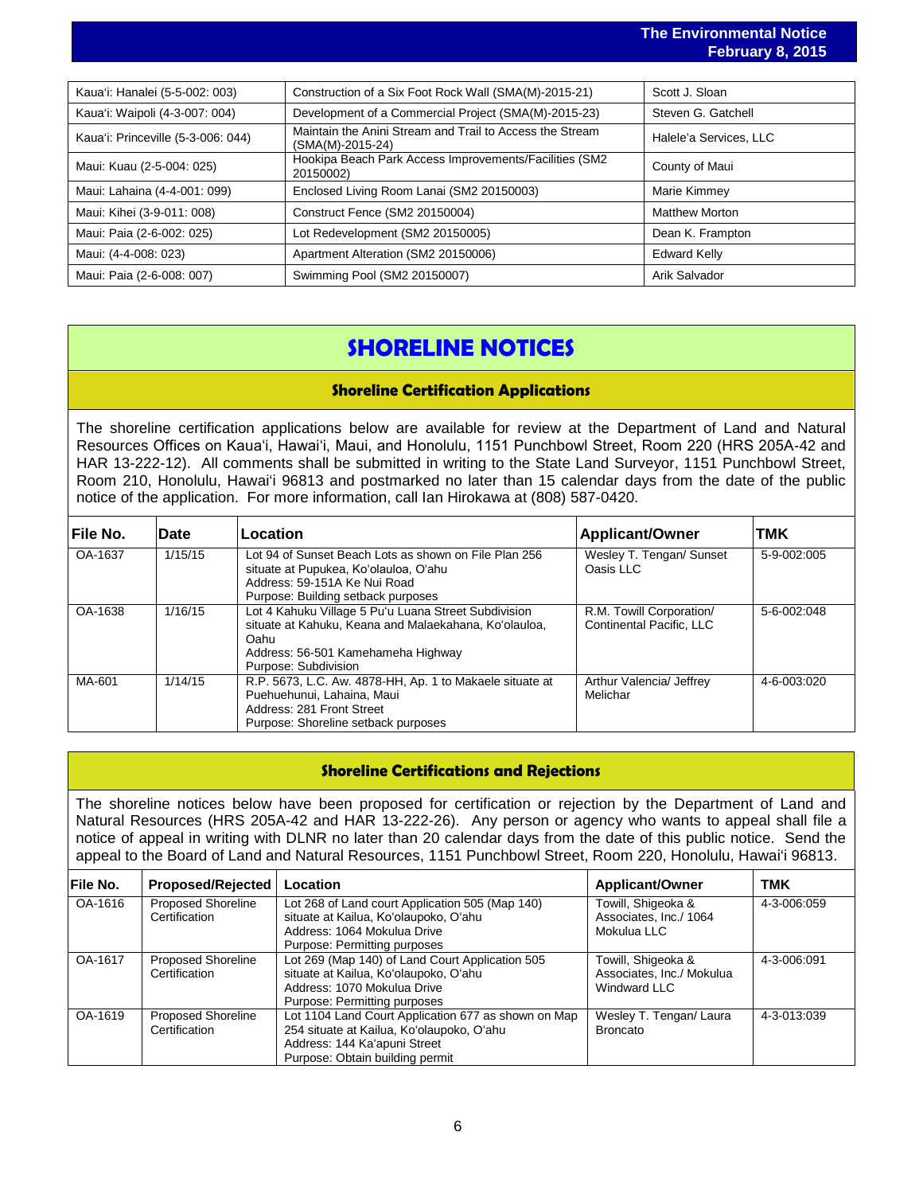| Kaua'i: Hanalei (5-5-002: 003) | Construction of a Six Foot Rock Wall (SMA(M)-2015-21) | Scott J. Sloan |
|---|---|---|
| Kaua'i: Waipoli (4-3-007: 004) | Development of a Commercial Project (SMA(M)-2015-23) | Steven G. Gatchell |
| Kaua'i: Princeville (5-3-006: 044) | Maintain the Anini Stream and Trail to Access the Stream (SMA(M)-2015-24) | Halele'a Services, LLC |
| Maui: Kuau (2-5-004: 025) | Hookipa Beach Park Access Improvements/Facilities (SM2 20150002) | County of Maui |
| Maui: Lahaina (4-4-001: 099) | Enclosed Living Room Lanai (SM2 20150003) | Marie Kimmey |
| Maui: Kihei (3-9-011: 008) | Construct Fence (SM2 20150004) | Matthew Morton |
| Maui: Paia (2-6-002: 025) | Lot Redevelopment (SM2 20150005) | Dean K. Frampton |
| Maui: (4-4-008: 023) | Apartment Alteration (SM2 20150006) | Edward Kelly |
| Maui: Paia (2-6-008: 007) | Swimming Pool (SM2 20150007) | Arik Salvador |

# SHORELINE NOTICES

## Shoreline Certification Applications

The shoreline certification applications below are available for review at the Department of Land and Natural Resources Offices on Kaua'i, Hawai'i, Maui, and Honolulu, 1151 Punchbowl Street, Room 220 (HRS 205A-42 and HAR 13-222-12). All comments shall be submitted in writing to the State Land Surveyor, 1151 Punchbowl Street, Room 210, Honolulu, Hawai'i 96813 and postmarked no later than 15 calendar days from the date of the public notice of the application. For more information, call Ian Hirokawa at (808) 587-0420.

| File No. | Date | Location | Applicant/Owner | TMK |
|---|---|---|---|---|
| OA-1637 | 1/15/15 | Lot 94 of Sunset Beach Lots as shown on File Plan 256 situate at Pupukea, Ko'olauloa, O'ahu<br>Address: 59-151A Ke Nui Road<br>Purpose: Building setback purposes | Wesley T. Tengan/ Sunset Oasis LLC | 5-9-002:005 |
| OA-1638 | 1/16/15 | Lot 4 Kahuku Village 5 Pu'u Luana Street Subdivision situate at Kahuku, Keana and Malaekahana, Ko'olauloa, Oahu<br>Address: 56-501 Kamehameha Highway<br>Purpose: Subdivision | R.M. Towill Corporation/ Continental Pacific, LLC | 5-6-002:048 |
| MA-601 | 1/14/15 | R.P. 5673, L.C. Aw. 4878-HH, Ap. 1 to Makaele situate at Puehuehunui, Lahaina, Maui<br>Address: 281 Front Street<br>Purpose: Shoreline setback purposes | Arthur Valencia/ Jeffrey Melichar | 4-6-003:020 |

## Shoreline Certifications and Rejections

The shoreline notices below have been proposed for certification or rejection by the Department of Land and Natural Resources (HRS 205A-42 and HAR 13-222-26). Any person or agency who wants to appeal shall file a notice of appeal in writing with DLNR no later than 20 calendar days from the date of this public notice. Send the appeal to the Board of Land and Natural Resources, 1151 Punchbowl Street, Room 220, Honolulu, Hawai'i 96813.

| File No. | Proposed/Rejected | Location | Applicant/Owner | TMK |
|---|---|---|---|---|
| OA-1616 | Proposed Shoreline Certification | Lot 268 of Land court Application 505 (Map 140) situate at Kailua, Ko'olaupoko, O'ahu<br>Address: 1064 Mokulua Drive<br>Purpose: Permitting purposes | Towill, Shigeoka & Associates, Inc./ 1064 Mokulua LLC | 4-3-006:059 |
| OA-1617 | Proposed Shoreline Certification | Lot 269 (Map 140) of Land Court Application 505 situate at Kailua, Ko'olaupoko, O'ahu<br>Address: 1070 Mokulua Drive<br>Purpose: Permitting purposes | Towill, Shigeoka & Associates, Inc./ Mokulua Windward LLC | 4-3-006:091 |
| OA-1619 | Proposed Shoreline Certification | Lot 1104 Land Court Application 677 as shown on Map 254 situate at Kailua, Ko'olaupoko, O'ahu<br>Address: 144 Ka'apuni Street<br>Purpose: Obtain building permit | Wesley T. Tengan/ Laura Broncato | 4-3-013:039 |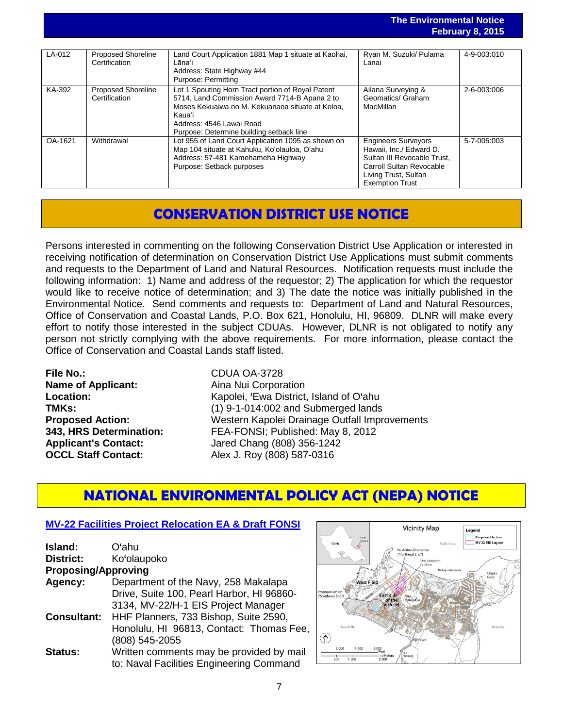| LA-012 | Proposed Shoreline Certification | Land Court Application 1881 Map 1 situate at Kaohai, Lāna'i<br>Address: State Highway #44<br>Purpose: Permitting | Ryan M. Suzuki/ Pulama Lanai | 4-9-003:010 |
|---|---|---|---|---|
| KA-392 | Proposed Shoreline Certification | Lot 1 Spouting Horn Tract portion of Royal Patent 5714, Land Commission Award 7714-B Apana 2 to Moses Kekuaiwa no M. Kekuanaoa situate at Koloa, Kaua'i<br>Address: 4546 Lawai Road<br>Purpose: Determine building setback line | Ailana Surveying & Geomatics/ Graham MacMillan | 2-6-003:006 |
| OA-1621 | Withdrawal | Lot 955 of Land Court Application 1095 as shown on Map 104 situate at Kahuku, Ko'olauloa, O'ahu<br>Address: 57-481 Kamehameha Highway<br>Purpose: Setback purposes | Engineers Surveyors Hawaii, Inc./ Edward D. Sultan III Revocable Trust, Carroll Sultan Revocable Living Trust, Sultan Exemption Trust | 5-7-005:003 |

## CONSERVATION DISTRICT USE NOTICE

Persons interested in commenting on the following Conservation District Use Application or interested in receiving notification of determination on Conservation District Use Applications must submit comments and requests to the Department of Land and Natural Resources. Notification requests must include the following information: 1) Name and address of the requestor; 2) The application for which the requestor would like to receive notice of determination; and 3) The date the notice was initially published in the Environmental Notice. Send comments and requests to: Department of Land and Natural Resources, Office of Conservation and Coastal Lands, P.O. Box 621, Honolulu, HI, 96809. DLNR will make every effort to notify those interested in the subject CDUAs. However, DLNR is not obligated to notify any person not strictly complying with the above requirements. For more information, please contact the Office of Conservation and Coastal Lands staff listed.

**File No.:** CDUA OA-3728
**Name of Applicant:** Aina Nui Corporation
**Location:** Kapolei, ʻEwa District, Island of Oʻahu
**TMKs:** (1) 9-1-014:002 and Submerged lands
**Proposed Action:** Western Kapolei Drainage Outfall Improvements
**343, HRS Determination:** FEA-FONSI; Published: May 8, 2012
**Applicant's Contact:** Jared Chang (808) 356-1242
**OCCL Staff Contact:** Alex J. Roy (808) 587-0316

## NATIONAL ENVIRONMENTAL POLICY ACT (NEPA) NOTICE

### MV-22 Facilities Project Relocation EA & Draft FONSI

**Island:** Oʻahu
**District:** Koʻolaupoko
**Proposing/Approving Agency:** Department of the Navy, 258 Makalapa Drive, Suite 100, Pearl Harbor, HI 96860-3134, MV-22/H-1 EIS Project Manager
**Consultant:** HHF Planners, 733 Bishop, Suite 2590, Honolulu, HI 96813, Contact: Thomas Fee, (808) 545-2055
**Status:** Written comments may be provided by mail to: Naval Facilities Engineering Command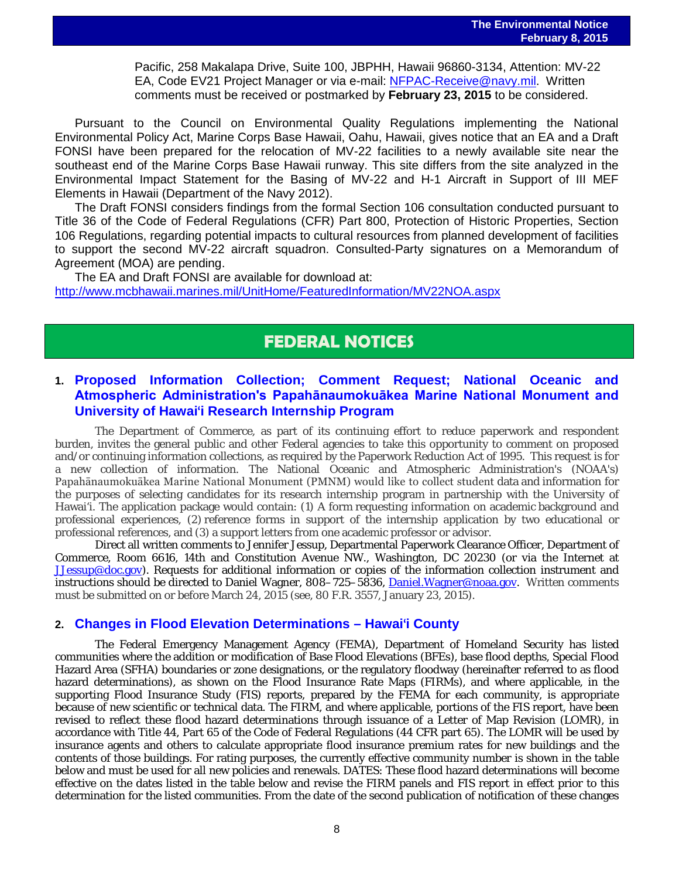Pacific, 258 Makalapa Drive, Suite 100, JBPHH, Hawaii 96860-3134, Attention: MV-22 EA, Code EV21 Project Manager or via e-mail: NFPAC-Receive@navy.mil. Written comments must be received or postmarked by **February 23, 2015** to be considered.

Pursuant to the Council on Environmental Quality Regulations implementing the National Environmental Policy Act, Marine Corps Base Hawaii, Oahu, Hawaii, gives notice that an EA and a Draft FONSI have been prepared for the relocation of MV-22 facilities to a newly available site near the southeast end of the Marine Corps Base Hawaii runway. This site differs from the site analyzed in the Environmental Impact Statement for the Basing of MV-22 and H-1 Aircraft in Support of III MEF Elements in Hawaii (Department of the Navy 2012).

The Draft FONSI considers findings from the formal Section 106 consultation conducted pursuant to Title 36 of the Code of Federal Regulations (CFR) Part 800, Protection of Historic Properties, Section 106 Regulations, regarding potential impacts to cultural resources from planned development of facilities to support the second MV-22 aircraft squadron. Consulted-Party signatures on a Memorandum of Agreement (MOA) are pending.

The EA and Draft FONSI are available for download at:
http://www.mcbhawaii.marines.mil/UnitHome/FeaturedInformation/MV22NOA.aspx

# FEDERAL NOTICES

## 1. Proposed Information Collection; Comment Request; National Oceanic and Atmospheric Administration's Papahānaumokuākea Marine National Monument and University of Hawaiʻi Research Internship Program

The Department of Commerce, as part of its continuing effort to reduce paperwork and respondent burden, invites the general public and other Federal agencies to take this opportunity to comment on proposed and/or continuing information collections, as required by the Paperwork Reduction Act of 1995. This request is for a new collection of information. The National Oceanic and Atmospheric Administration's (NOAA's) Papahānaumokuākea Marine National Monument (PMNM) would like to collect student data and information for the purposes of selecting candidates for its research internship program in partnership with the University of Hawaiʻi. The application package would contain: (1) A form requesting information on academic background and professional experiences, (2) reference forms in support of the internship application by two educational or professional references, and (3) a support letters from one academic professor or advisor.

Direct all written comments to Jennifer Jessup, Departmental Paperwork Clearance Officer, Department of Commerce, Room 6616, 14th and Constitution Avenue NW., Washington, DC 20230 (or via the Internet at JJessup@doc.gov). Requests for additional information or copies of the information collection instrument and instructions should be directed to Daniel Wagner, 808–725–5836, Daniel.Wagner@noaa.gov. Written comments must be submitted on or before March 24, 2015 (see, 80 F.R. 3557, January 23, 2015).

## 2. Changes in Flood Elevation Determinations – Hawaiʻi County

The Federal Emergency Management Agency (FEMA), Department of Homeland Security has listed communities where the addition or modification of Base Flood Elevations (BFEs), base flood depths, Special Flood Hazard Area (SFHA) boundaries or zone designations, or the regulatory floodway (hereinafter referred to as flood hazard determinations), as shown on the Flood Insurance Rate Maps (FIRMs), and where applicable, in the supporting Flood Insurance Study (FIS) reports, prepared by the FEMA for each community, is appropriate because of new scientific or technical data. The FIRM, and where applicable, portions of the FIS report, have been revised to reflect these flood hazard determinations through issuance of a Letter of Map Revision (LOMR), in accordance with Title 44, Part 65 of the Code of Federal Regulations (44 CFR part 65). The LOMR will be used by insurance agents and others to calculate appropriate flood insurance premium rates for new buildings and the contents of those buildings. For rating purposes, the currently effective community number is shown in the table below and must be used for all new policies and renewals. DATES: These flood hazard determinations will become effective on the dates listed in the table below and revise the FIRM panels and FIS report in effect prior to this determination for the listed communities. From the date of the second publication of notification of these changes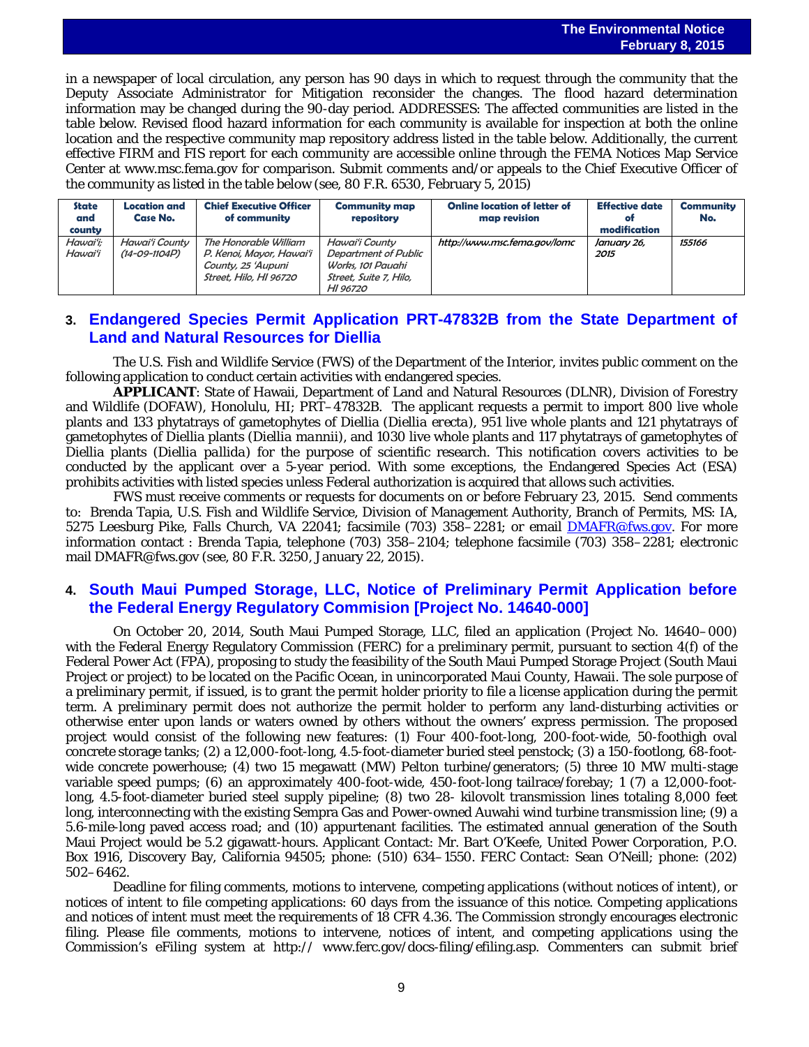in a newspaper of local circulation, any person has 90 days in which to request through the community that the Deputy Associate Administrator for Mitigation reconsider the changes. The flood hazard determination information may be changed during the 90-day period. ADDRESSES: The affected communities are listed in the table below. Revised flood hazard information for each community is available for inspection at both the online location and the respective community map repository address listed in the table below. Additionally, the current effective FIRM and FIS report for each community are accessible online through the FEMA Notices Map Service Center at www.msc.fema.gov for comparison. Submit comments and/or appeals to the Chief Executive Officer of the community as listed in the table below (see, 80 F.R. 6530, February 5, 2015)

| State and county | Location and Case No. | Chief Executive Officer of community | Community map repository | Online location of letter of map revision | Effective date of modification | Community No. |
|---|---|---|---|---|---|---|
| Hawai'i; Hawai'i | Hawai'i County (14-09-1104P) | The Honorable William P. Kenoi, Mayor, Hawai'i County, 25 'Aupuni Street, Hilo, HI 96720 | Hawai'i County Department of Public Works, 101 Pauahi Street, Suite 7, Hilo, HI 96720 | http://www.msc.fema.gov/lomc | January 26, 2015 | 155166 |

## 3. Endangered Species Permit Application PRT-47832B from the State Department of Land and Natural Resources for Diellia

The U.S. Fish and Wildlife Service (FWS) of the Department of the Interior, invites public comment on the following application to conduct certain activities with endangered species.

**APPLICANT**: State of Hawaii, Department of Land and Natural Resources (DLNR), Division of Forestry and Wildlife (DOFAW), Honolulu, HI; PRT–47832B. The applicant requests a permit to import 800 live whole plants and 133 phytatrays of gametophytes of Diellia (*Diellia erecta*), 951 live whole plants and 121 phytatrays of gametophytes of Diellia plants (*Diellia mannii*), and 1030 live whole plants and 117 phytatrays of gametophytes of Diellia plants (*Diellia pallida*) for the purpose of scientific research. This notification covers activities to be conducted by the applicant over a 5-year period. With some exceptions, the Endangered Species Act (ESA) prohibits activities with listed species unless Federal authorization is acquired that allows such activities.

FWS must receive comments or requests for documents on or before February 23, 2015. Send comments to: Brenda Tapia, U.S. Fish and Wildlife Service, Division of Management Authority, Branch of Permits, MS: IA, 5275 Leesburg Pike, Falls Church, VA 22041; facsimile (703) 358–2281; or email DMAFR@fws.gov. For more information contact : Brenda Tapia, telephone (703) 358–2104; telephone facsimile (703) 358–2281; electronic mail DMAFR@fws.gov (see, 80 F.R. 3250, January 22, 2015).

## 4. South Maui Pumped Storage, LLC, Notice of Preliminary Permit Application before the Federal Energy Regulatory Commision [Project No. 14640-000]

On October 20, 2014, South Maui Pumped Storage, LLC, filed an application (Project No. 14640–000) with the Federal Energy Regulatory Commission (FERC) for a preliminary permit, pursuant to section 4(f) of the Federal Power Act (FPA), proposing to study the feasibility of the South Maui Pumped Storage Project (South Maui Project or project) to be located on the Pacific Ocean, in unincorporated Maui County, Hawaii. The sole purpose of a preliminary permit, if issued, is to grant the permit holder priority to file a license application during the permit term. A preliminary permit does not authorize the permit holder to perform any land-disturbing activities or otherwise enter upon lands or waters owned by others without the owners' express permission. The proposed project would consist of the following new features: (1) Four 400-foot-long, 200-foot-wide, 50-foothigh oval concrete storage tanks; (2) a 12,000-foot-long, 4.5-foot-diameter buried steel penstock; (3) a 150-footlong, 68-foot-wide concrete powerhouse; (4) two 15 megawatt (MW) Pelton turbine/generators; (5) three 10 MW multi-stage variable speed pumps; (6) an approximately 400-foot-wide, 450-foot-long tailrace/forebay; 1 (7) a 12,000-foot-long, 4.5-foot-diameter buried steel supply pipeline; (8) two 28- kilovolt transmission lines totaling 8,000 feet long, interconnecting with the existing Sempra Gas and Power-owned Auwahi wind turbine transmission line; (9) a 5.6-mile-long paved access road; and (10) appurtenant facilities. The estimated annual generation of the South Maui Project would be 5.2 gigawatt-hours. Applicant Contact: Mr. Bart O'Keefe, United Power Corporation, P.O. Box 1916, Discovery Bay, California 94505; phone: (510) 634–1550. FERC Contact: Sean O'Neill; phone: (202) 502–6462.

Deadline for filing comments, motions to intervene, competing applications (without notices of intent), or notices of intent to file competing applications: 60 days from the issuance of this notice. Competing applications and notices of intent must meet the requirements of 18 CFR 4.36. The Commission strongly encourages electronic filing. Please file comments, motions to intervene, notices of intent, and competing applications using the Commission's eFiling system at http:// www.ferc.gov/docs-filing/efiling.asp. Commenters can submit brief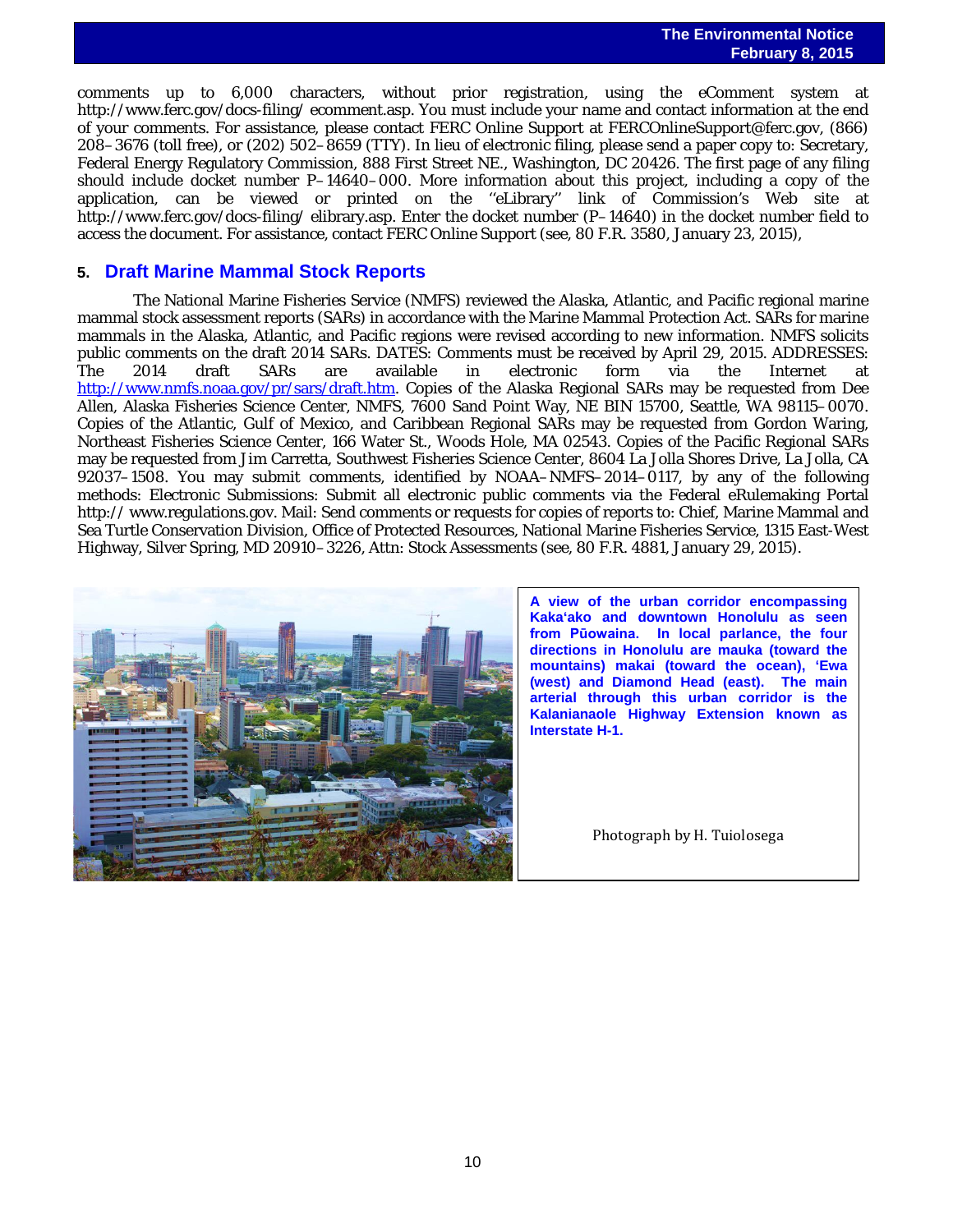comments up to 6,000 characters, without prior registration, using the eComment system at http://www.ferc.gov/docs-filing/ ecomment.asp. You must include your name and contact information at the end of your comments. For assistance, please contact FERC Online Support at FERCOnlineSupport@ferc.gov, (866) 208–3676 (toll free), or (202) 502–8659 (TTY). In lieu of electronic filing, please send a paper copy to: Secretary, Federal Energy Regulatory Commission, 888 First Street NE., Washington, DC 20426. The first page of any filing should include docket number P–14640–000. More information about this project, including a copy of the application, can be viewed or printed on the ''eLibrary'' link of Commission's Web site at http://www.ferc.gov/docs-filing/ elibrary.asp. Enter the docket number (P–14640) in the docket number field to access the document. For assistance, contact FERC Online Support (see, 80 F.R. 3580, January 23, 2015),

## 5. Draft Marine Mammal Stock Reports

The National Marine Fisheries Service (NMFS) reviewed the Alaska, Atlantic, and Pacific regional marine mammal stock assessment reports (SARs) in accordance with the Marine Mammal Protection Act. SARs for marine mammals in the Alaska, Atlantic, and Pacific regions were revised according to new information. NMFS solicits public comments on the draft 2014 SARs. DATES: Comments must be received by April 29, 2015. ADDRESSES: The 2014 draft SARs are available in electronic form via the Internet at http://www.nmfs.noaa.gov/pr/sars/draft.htm. Copies of the Alaska Regional SARs may be requested from Dee Allen, Alaska Fisheries Science Center, NMFS, 7600 Sand Point Way, NE BIN 15700, Seattle, WA 98115–0070. Copies of the Atlantic, Gulf of Mexico, and Caribbean Regional SARs may be requested from Gordon Waring, Northeast Fisheries Science Center, 166 Water St., Woods Hole, MA 02543. Copies of the Pacific Regional SARs may be requested from Jim Carretta, Southwest Fisheries Science Center, 8604 La Jolla Shores Drive, La Jolla, CA 92037–1508. You may submit comments, identified by NOAA–NMFS–2014–0117, by any of the following methods: Electronic Submissions: Submit all electronic public comments via the Federal eRulemaking Portal http:// www.regulations.gov. Mail: Send comments or requests for copies of reports to: Chief, Marine Mammal and Sea Turtle Conservation Division, Office of Protected Resources, National Marine Fisheries Service, 1315 East-West Highway, Silver Spring, MD 20910–3226, Attn: Stock Assessments (see, 80 F.R. 4881, January 29, 2015).

**A view of the urban corridor encompassing Kaka'ako and downtown Honolulu as seen from Pūowaina. In local parlance, the four directions in Honolulu are mauka (toward the mountains) makai (toward the ocean), 'Ewa (west) and Diamond Head (east). The main arterial through this urban corridor is the Kalanianaole Highway Extension known as Interstate H-1.**

Photograph by H. Tuiolosega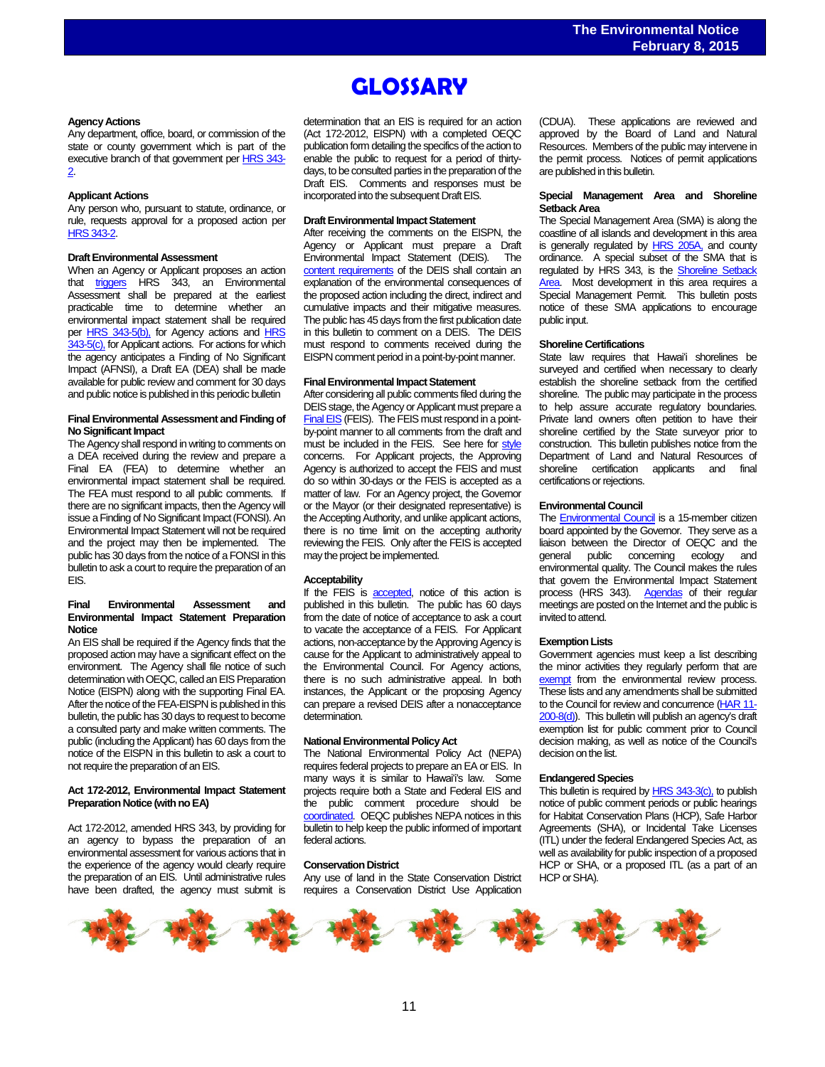# GLOSSARY

**Agency Actions**
Any department, office, board, or commission of the state or county government which is part of the executive branch of that government per HRS 343-2.

**Applicant Actions**
Any person who, pursuant to statute, ordinance, or rule, requests approval for a proposed action per HRS 343-2.

**Draft Environmental Assessment**
When an Agency or Applicant proposes an action that triggers HRS 343, an Environmental Assessment shall be prepared at the earliest practicable time to determine whether an environmental impact statement shall be required per HRS 343-5(b), for Agency actions and HRS 343-5(c), for Applicant actions. For actions for which the agency anticipates a Finding of No Significant Impact (AFNSI), a Draft EA (DEA) shall be made available for public review and comment for 30 days and public notice is published in this periodic bulletin

**Final Environmental Assessment and Finding of No Significant Impact**
The Agency shall respond in writing to comments on a DEA received during the review and prepare a Final EA (FEA) to determine whether an environmental impact statement shall be required. The FEA must respond to all public comments. If there are no significant impacts, then the Agency will issue a Finding of No Significant Impact (FONSI). An Environmental Impact Statement will not be required and the project may then be implemented. The public has 30 days from the notice of a FONSI in this bulletin to ask a court to require the preparation of an EIS.

**Final Environmental Assessment and Environmental Impact Statement Preparation Notice**
An EIS shall be required if the Agency finds that the proposed action may have a significant effect on the environment. The Agency shall file notice of such determination with OEQC, called an EIS Preparation Notice (EISPN) along with the supporting Final EA. After the notice of the FEA-EISPN is published in this bulletin, the public has 30 days to request to become a consulted party and make written comments. The public (including the Applicant) has 60 days from the notice of the EISPN in this bulletin to ask a court to not require the preparation of an EIS.

**Act 172-2012, Environmental Impact Statement Preparation Notice (with no EA)**

Act 172-2012, amended HRS 343, by providing for an agency to bypass the preparation of an environmental assessment for various actions that in the experience of the agency would clearly require the preparation of an EIS. Until administrative rules have been drafted, the agency must submit is determination that an EIS is required for an action (Act 172-2012, EISPN) with a completed OEQC publication form detailing the specifics of the action to enable the public to request for a period of thirty-days, to be consulted parties in the preparation of the Draft EIS. Comments and responses must be incorporated into the subsequent Draft EIS.

**Draft Environmental Impact Statement**
After receiving the comments on the EISPN, the Agency or Applicant must prepare a Draft Environmental Impact Statement (DEIS). The content requirements of the DEIS shall contain an explanation of the environmental consequences of the proposed action including the direct, indirect and cumulative impacts and their mitigative measures. The public has 45 days from the first publication date in this bulletin to comment on a DEIS. The DEIS must respond to comments received during the EISPN comment period in a point-by-point manner.

**Final Environmental Impact Statement**
After considering all public comments filed during the DEIS stage, the Agency or Applicant must prepare a Final EIS (FEIS). The FEIS must respond in a point-by-point manner to all comments from the draft and must be included in the FEIS. See here for style concerns. For Applicant projects, the Approving Agency is authorized to accept the FEIS and must do so within 30-days or the FEIS is accepted as a matter of law. For an Agency project, the Governor or the Mayor (or their designated representative) is the Accepting Authority, and unlike applicant actions, there is no time limit on the accepting authority reviewing the FEIS. Only after the FEIS is accepted may the project be implemented.

**Acceptability**
If the FEIS is accepted, notice of this action is published in this bulletin. The public has 60 days from the date of notice of acceptance to ask a court to vacate the acceptance of a FEIS. For Applicant actions, non-acceptance by the Approving Agency is cause for the Applicant to administratively appeal to the Environmental Council. For Agency actions, there is no such administrative appeal. In both instances, the Applicant or the proposing Agency can prepare a revised DEIS after a nonacceptance determination.

**National Environmental Policy Act**
The National Environmental Policy Act (NEPA) requires federal projects to prepare an EA or EIS. In many ways it is similar to Hawai'i's law. Some projects require both a State and Federal EIS and the public comment procedure should be coordinated. OEQC publishes NEPA notices in this bulletin to help keep the public informed of important federal actions.

**Conservation District**
Any use of land in the State Conservation District requires a Conservation District Use Application (CDUA). These applications are reviewed and approved by the Board of Land and Natural Resources. Members of the public may intervene in the permit process. Notices of permit applications are published in this bulletin.

**Special Management Area and Shoreline Setback Area**
The Special Management Area (SMA) is along the coastline of all islands and development in this area is generally regulated by HRS 205A, and county ordinance. A special subset of the SMA that is regulated by HRS 343, is the Shoreline Setback Area. Most development in this area requires a Special Management Permit. This bulletin posts notice of these SMA applications to encourage public input.

**Shoreline Certifications**
State law requires that Hawai'i shorelines be surveyed and certified when necessary to clearly establish the shoreline setback from the certified shoreline. The public may participate in the process to help assure accurate regulatory boundaries. Private land owners often petition to have their shoreline certified by the State surveyor prior to construction. This bulletin publishes notice from the Department of Land and Natural Resources of shoreline certification applicants and final certifications or rejections.

**Environmental Council**
The Environmental Council is a 15-member citizen board appointed by the Governor. They serve as a liaison between the Director of OEQC and the general public concerning ecology and environmental quality. The Council makes the rules that govern the Environmental Impact Statement process (HRS 343). Agendas of their regular meetings are posted on the Internet and the public is invited to attend.

**Exemption Lists**
Government agencies must keep a list describing the minor activities they regularly perform that are exempt from the environmental review process. These lists and any amendments shall be submitted to the Council for review and concurrence (HAR 11-200-8(d)). This bulletin will publish an agency's draft exemption list for public comment prior to Council decision making, as well as notice of the Council's decision on the list.

**Endangered Species**
This bulletin is required by HRS 343-3(c), to publish notice of public comment periods or public hearings for Habitat Conservation Plans (HCP), Safe Harbor Agreements (SHA), or Incidental Take Licenses (ITL) under the federal Endangered Species Act, as well as availability for public inspection of a proposed HCP or SHA, or a proposed ITL (as a part of an HCP or SHA).